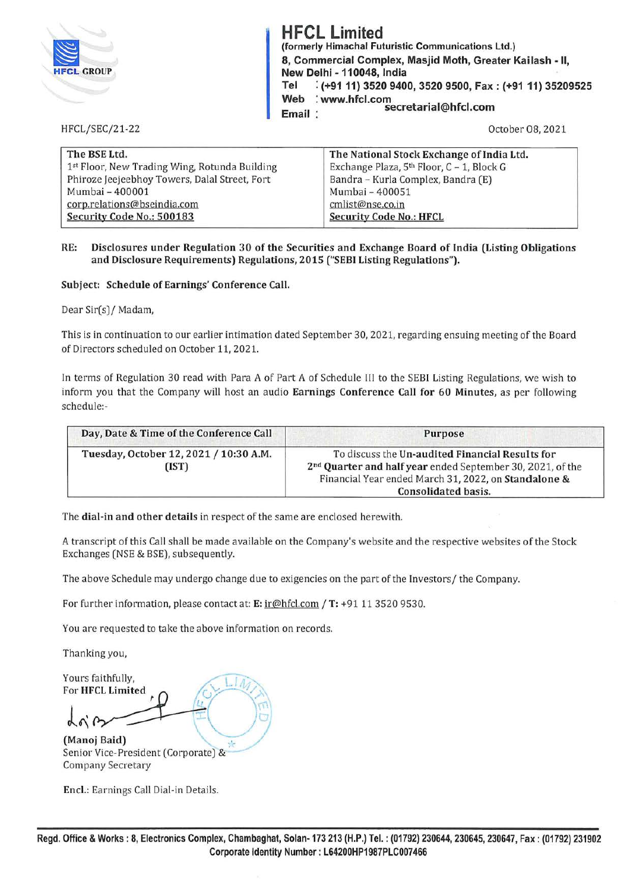# HFCL Limited

**(formerly Himachal Futuristic Communications Ltd.)**
**8, Commercial Complex, Masjid Moth, Greater Kailash - II, New Delhi - 110048, India**
**Tel : (+91 11) 3520 9400, 3520 9500, Fax : (+91 11) 35209525**
**Web : www.hfcl.com**
**Email : secretarial@hfcl.com**

HFCL/SEC/21-22

October 08, 2021

| The BSE Ltd. | The National Stock Exchange of India Ltd. |
|---|---|
| 1st Floor, New Trading Wing, Rotunda Building | Exchange Plaza, 5th Floor, C – 1, Block G |
| Phiroze Jeejeebhoy Towers, Dalal Street, Fort | Bandra – Kurla Complex, Bandra (E) |
| Mumbai – 400001 | Mumbai – 400051 |
| corp.relations@bseindia.com | cmlist@nse.co.in |
| Security Code No.: 500183 | Security Code No.: HFCL |

**RE: Disclosures under Regulation 30 of the Securities and Exchange Board of India (Listing Obligations and Disclosure Requirements) Regulations, 2015 ("SEBI Listing Regulations").**

**Subject: Schedule of Earnings' Conference Call.**

Dear Sir(s)/ Madam,

This is in continuation to our earlier intimation dated September 30, 2021, regarding ensuing meeting of the Board of Directors scheduled on October 11, 2021.

In terms of Regulation 30 read with Para A of Part A of Schedule III to the SEBI Listing Regulations, we wish to inform you that the Company will host an audio **Earnings Conference Call for 60 Minutes**, as per following schedule:-

| Day, Date & Time of the Conference Call | Purpose |
|---|---|
| **Tuesday, October 12, 2021 / 10:30 A.M. (IST)** | To discuss the **Un-audited Financial Results for 2nd Quarter and half year** ended September 30, 2021, of the Financial Year ended March 31, 2022, on **Standalone & Consolidated basis.** |

The **dial-in and other details** in respect of the same are enclosed herewith.

A transcript of this Call shall be made available on the Company's website and the respective websites of the Stock Exchanges (NSE & BSE), subsequently.

The above Schedule may undergo change due to exigencies on the part of the Investors/ the Company.

For further information, please contact at: **E:** ir@hfcl.com / **T:** +91 11 3520 9530.

You are requested to take the above information on records.

Thanking you,

Yours faithfully,
For **HFCL Limited**

**(Manoj Baid)**
Senior Vice-President (Corporate) &
Company Secretary

**Encl.:** Earnings Call Dial-in Details.

**Regd. Office & Works : 8, Electronics Complex, Chambaghat, Solan- 173 213 (H.P.) Tel. : (01792) 230644, 230645, 230647, Fax : (01792) 231902**
**Corporate Identity Number : L64200HP1987PLC007466**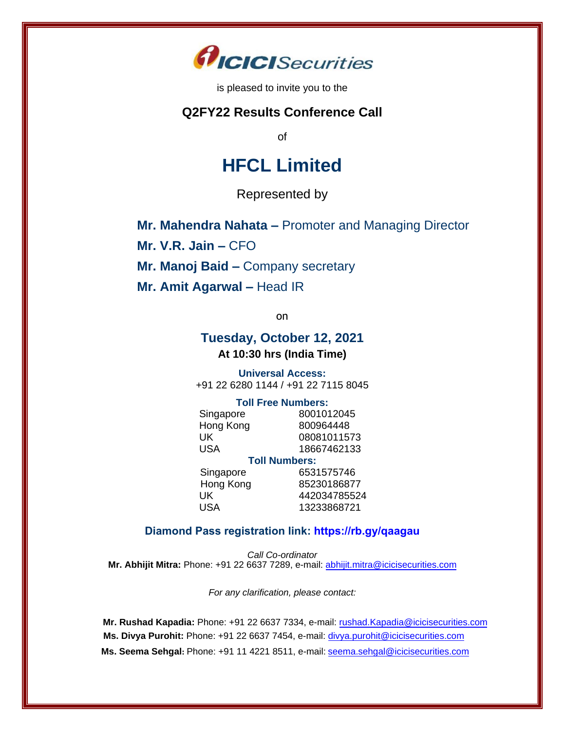ICICI Securities

is pleased to invite you to the

## Q2FY22 Results Conference Call

of

# HFCL Limited

Represented by

**Mr. Mahendra Nahata –** Promoter and Managing Director

**Mr. V.R. Jain –** CFO

**Mr. Manoj Baid –** Company secretary

**Mr. Amit Agarwal –** Head IR

on

**Tuesday, October 12, 2021**

**At 10:30 hrs (India Time)**

**Universal Access:**
+91 22 6280 1144 / +91 22 7115 8045

**Toll Free Numbers:**

| | |
|---|---|
| Singapore | 8001012045 |
| Hong Kong | 800964448 |
| UK | 08081011573 |
| USA | 18667462133 |

**Toll Numbers:**

| | |
|---|---|
| Singapore | 6531575746 |
| Hong Kong | 85230186877 |
| UK | 442034785524 |
| USA | 13233868721 |

**Diamond Pass registration link: https://rb.gy/qaagau**

*Call Co-ordinator*
**Mr. Abhijit Mitra:** Phone: +91 22 6637 7289, e-mail: abhijit.mitra@icicisecurities.com

*For any clarification, please contact:*

**Mr. Rushad Kapadia:** Phone: +91 22 6637 7334, e-mail: rushad.Kapadia@icicisecurities.com
**Ms. Divya Purohit:** Phone: +91 22 6637 7454, e-mail: divya.purohit@icicisecurities.com
**Ms. Seema Sehgal:** Phone: +91 11 4221 8511, e-mail: seema.sehgal@icicisecurities.com